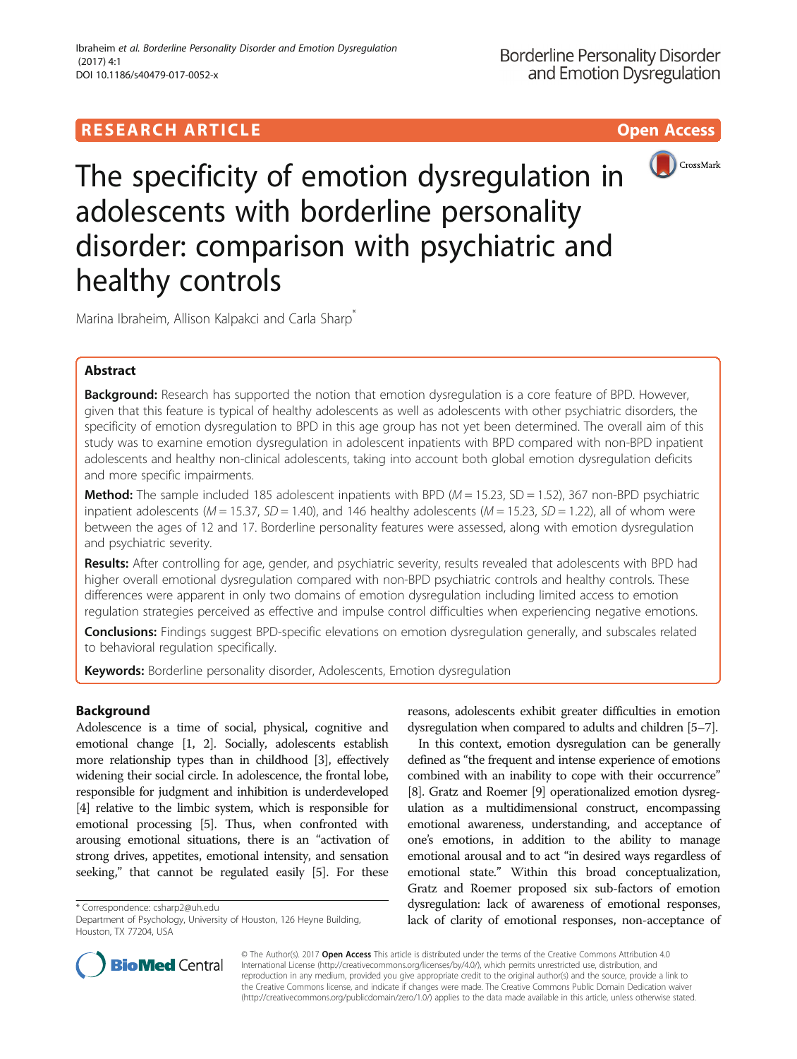RESEARCH ARTICLE

Open Access

# The specificity of emotion dysregulation in adolescents with borderline personality disorder: comparison with psychiatric and healthy controls

Marina Ibraheim, Allison Kalpakci and Carla Sharp*

## Abstract

**Background:** Research has supported the notion that emotion dysregulation is a core feature of BPD. However, given that this feature is typical of healthy adolescents as well as adolescents with other psychiatric disorders, the specificity of emotion dysregulation to BPD in this age group has not yet been determined. The overall aim of this study was to examine emotion dysregulation in adolescent inpatients with BPD compared with non-BPD inpatient adolescents and healthy non-clinical adolescents, taking into account both global emotion dysregulation deficits and more specific impairments.

**Method:** The sample included 185 adolescent inpatients with BPD ($M = 15.23$, SD = 1.52), 367 non-BPD psychiatric inpatient adolescents ($M = 15.37$, $SD = 1.40$), and 146 healthy adolescents ($M = 15.23$, $SD = 1.22$), all of whom were between the ages of 12 and 17. Borderline personality features were assessed, along with emotion dysregulation and psychiatric severity.

**Results:** After controlling for age, gender, and psychiatric severity, results revealed that adolescents with BPD had higher overall emotional dysregulation compared with non-BPD psychiatric controls and healthy controls. These differences were apparent in only two domains of emotion dysregulation including limited access to emotion regulation strategies perceived as effective and impulse control difficulties when experiencing negative emotions.

**Conclusions:** Findings suggest BPD-specific elevations on emotion dysregulation generally, and subscales related to behavioral regulation specifically.

**Keywords:** Borderline personality disorder, Adolescents, Emotion dysregulation

## Background

Adolescence is a time of social, physical, cognitive and emotional change [1, 2]. Socially, adolescents establish more relationship types than in childhood [3], effectively widening their social circle. In adolescence, the frontal lobe, responsible for judgment and inhibition is underdeveloped [4] relative to the limbic system, which is responsible for emotional processing [5]. Thus, when confronted with arousing emotional situations, there is an "activation of strong drives, appetites, emotional intensity, and sensation seeking," that cannot be regulated easily [5]. For these reasons, adolescents exhibit greater difficulties in emotion dysregulation when compared to adults and children [5–7].

In this context, emotion dysregulation can be generally defined as "the frequent and intense experience of emotions combined with an inability to cope with their occurrence" [8]. Gratz and Roemer [9] operationalized emotion dysregulation as a multidimensional construct, encompassing emotional awareness, understanding, and acceptance of one's emotions, in addition to the ability to manage emotional arousal and to act "in desired ways regardless of emotional state." Within this broad conceptualization, Gratz and Roemer proposed six sub-factors of emotion dysregulation: lack of awareness of emotional responses, lack of clarity of emotional responses, non-acceptance of

* Correspondence: csharp2@uh.edu
Department of Psychology, University of Houston, 126 Heyne Building, Houston, TX 77204, USA

© The Author(s). 2017 **Open Access** This article is distributed under the terms of the Creative Commons Attribution 4.0 International License (http://creativecommons.org/licenses/by/4.0/), which permits unrestricted use, distribution, and reproduction in any medium, provided you give appropriate credit to the original author(s) and the source, provide a link to the Creative Commons license, and indicate if changes were made. The Creative Commons Public Domain Dedication waiver (http://creativecommons.org/publicdomain/zero/1.0/) applies to the data made available in this article, unless otherwise stated.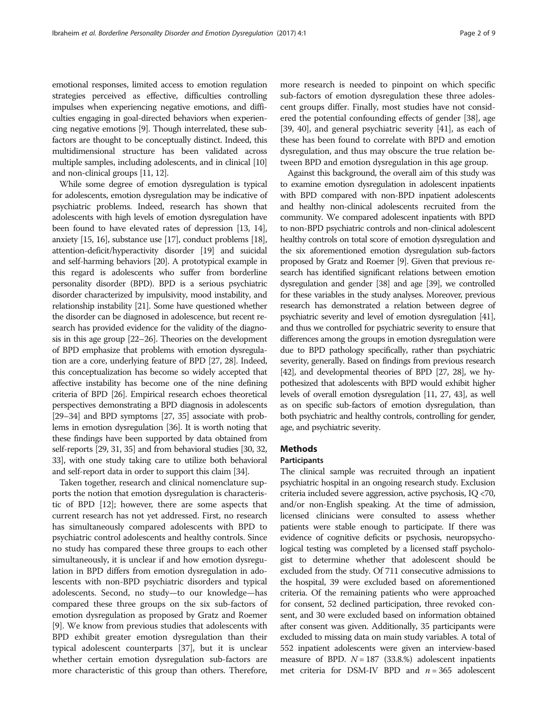emotional responses, limited access to emotion regulation strategies perceived as effective, difficulties controlling impulses when experiencing negative emotions, and difficulties engaging in goal-directed behaviors when experiencing negative emotions [9]. Though interrelated, these subfactors are thought to be conceptually distinct. Indeed, this multidimensional structure has been validated across multiple samples, including adolescents, and in clinical [10] and non-clinical groups [11, 12].

While some degree of emotion dysregulation is typical for adolescents, emotion dysregulation may be indicative of psychiatric problems. Indeed, research has shown that adolescents with high levels of emotion dysregulation have been found to have elevated rates of depression [13, 14], anxiety [15, 16], substance use [17], conduct problems [18], attention-deficit/hyperactivity disorder [19] and suicidal and self-harming behaviors [20]. A prototypical example in this regard is adolescents who suffer from borderline personality disorder (BPD). BPD is a serious psychiatric disorder characterized by impulsivity, mood instability, and relationship instability [21]. Some have questioned whether the disorder can be diagnosed in adolescence, but recent research has provided evidence for the validity of the diagnosis in this age group [22–26]. Theories on the development of BPD emphasize that problems with emotion dysregulation are a core, underlying feature of BPD [27, 28]. Indeed, this conceptualization has become so widely accepted that affective instability has become one of the nine defining criteria of BPD [26]. Empirical research echoes theoretical perspectives demonstrating a BPD diagnosis in adolescents [29–34] and BPD symptoms [27, 35] associate with problems in emotion dysregulation [36]. It is worth noting that these findings have been supported by data obtained from self-reports [29, 31, 35] and from behavioral studies [30, 32, 33], with one study taking care to utilize both behavioral and self-report data in order to support this claim [34].

Taken together, research and clinical nomenclature supports the notion that emotion dysregulation is characteristic of BPD [12]; however, there are some aspects that current research has not yet addressed. First, no research has simultaneously compared adolescents with BPD to psychiatric control adolescents and healthy controls. Since no study has compared these three groups to each other simultaneously, it is unclear if and how emotion dysregulation in BPD differs from emotion dysregulation in adolescents with non-BPD psychiatric disorders and typical adolescents. Second, no study—to our knowledge—has compared these three groups on the six sub-factors of emotion dysregulation as proposed by Gratz and Roemer [9]. We know from previous studies that adolescents with BPD exhibit greater emotion dysregulation than their typical adolescent counterparts [37], but it is unclear whether certain emotion dysregulation sub-factors are more characteristic of this group than others. Therefore, more research is needed to pinpoint on which specific sub-factors of emotion dysregulation these three adolescent groups differ. Finally, most studies have not considered the potential confounding effects of gender [38], age [39, 40], and general psychiatric severity [41], as each of these has been found to correlate with BPD and emotion dysregulation, and thus may obscure the true relation between BPD and emotion dysregulation in this age group.

Against this background, the overall aim of this study was to examine emotion dysregulation in adolescent inpatients with BPD compared with non-BPD inpatient adolescents and healthy non-clinical adolescents recruited from the community. We compared adolescent inpatients with BPD to non-BPD psychiatric controls and non-clinical adolescent healthy controls on total score of emotion dysregulation and the six aforementioned emotion dysregulation sub-factors proposed by Gratz and Roemer [9]. Given that previous research has identified significant relations between emotion dysregulation and gender [38] and age [39], we controlled for these variables in the study analyses. Moreover, previous research has demonstrated a relation between degree of psychiatric severity and level of emotion dysregulation [41], and thus we controlled for psychiatric severity to ensure that differences among the groups in emotion dysregulation were due to BPD pathology specifically, rather than psychiatric severity, generally. Based on findings from previous research [42], and developmental theories of BPD [27, 28], we hypothesized that adolescents with BPD would exhibit higher levels of overall emotion dysregulation [11, 27, 43], as well as on specific sub-factors of emotion dysregulation, than both psychiatric and healthy controls, controlling for gender, age, and psychiatric severity.

## Methods

### Participants

The clinical sample was recruited through an inpatient psychiatric hospital in an ongoing research study. Exclusion criteria included severe aggression, active psychosis, IQ <70, and/or non-English speaking. At the time of admission, licensed clinicians were consulted to assess whether patients were stable enough to participate. If there was evidence of cognitive deficits or psychosis, neuropsychological testing was completed by a licensed staff psychologist to determine whether that adolescent should be excluded from the study. Of 711 consecutive admissions to the hospital, 39 were excluded based on aforementioned criteria. Of the remaining patients who were approached for consent, 52 declined participation, three revoked consent, and 30 were excluded based on information obtained after consent was given. Additionally, 35 participants were excluded to missing data on main study variables. A total of 552 inpatient adolescents were given an interview-based measure of BPD. $N = 187$ (33.8.%) adolescent inpatients met criteria for DSM-IV BPD and $n = 365$ adolescent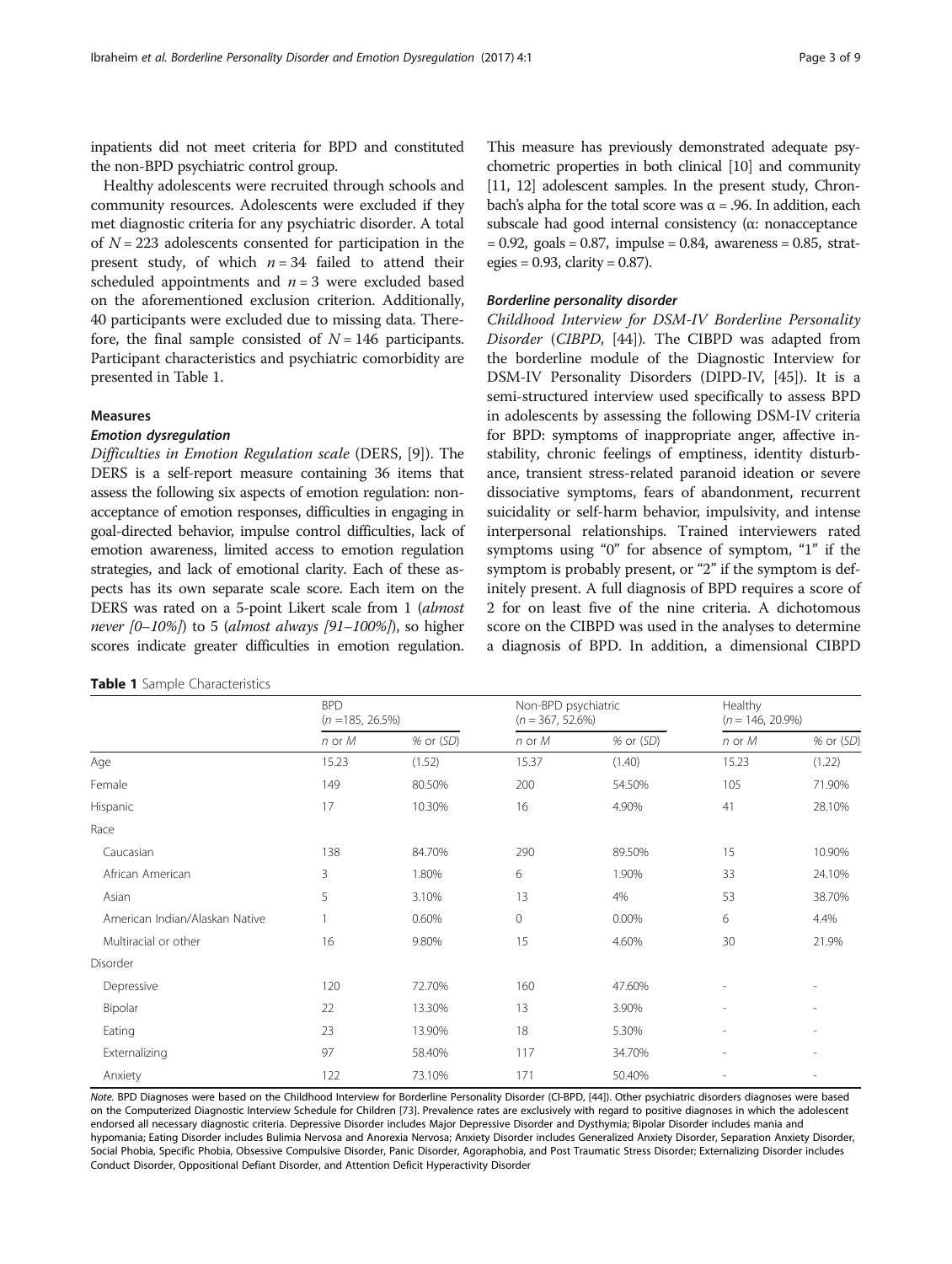inpatients did not meet criteria for BPD and constituted the non-BPD psychiatric control group.

Healthy adolescents were recruited through schools and community resources. Adolescents were excluded if they met diagnostic criteria for any psychiatric disorder. A total of $N = 223$ adolescents consented for participation in the present study, of which $n = 34$ failed to attend their scheduled appointments and $n = 3$ were excluded based on the aforementioned exclusion criterion. Additionally, 40 participants were excluded due to missing data. Therefore, the final sample consisted of $N = 146$ participants. Participant characteristics and psychiatric comorbidity are presented in Table 1.

## Measures

### Emotion dysregulation

*Difficulties in Emotion Regulation scale* (DERS, [9]). The DERS is a self-report measure containing 36 items that assess the following six aspects of emotion regulation: nonacceptance of emotion responses, difficulties in engaging in goal-directed behavior, impulse control difficulties, lack of emotion awareness, limited access to emotion regulation strategies, and lack of emotional clarity. Each of these aspects has its own separate scale score. Each item on the DERS was rated on a 5-point Likert scale from 1 (*almost never [0–10%]*) to 5 (*almost always [91–100%]*), so higher scores indicate greater difficulties in emotion regulation. This measure has previously demonstrated adequate psychometric properties in both clinical [10] and community [11, 12] adolescent samples. In the present study, Chronbach's alpha for the total score was $\alpha = .96$. In addition, each subscale had good internal consistency ($\alpha$: nonacceptance $= 0.92$, goals $= 0.87$, impulse $= 0.84$, awareness $= 0.85$, strategies $= 0.93$, clarity $= 0.87$).

### Borderline personality disorder

*Childhood Interview for DSM-IV Borderline Personality Disorder* (*CIBPD*, [44]). The CIBPD was adapted from the borderline module of the Diagnostic Interview for DSM-IV Personality Disorders (DIPD-IV, [45]). It is a semi-structured interview used specifically to assess BPD in adolescents by assessing the following DSM-IV criteria for BPD: symptoms of inappropriate anger, affective instability, chronic feelings of emptiness, identity disturbance, transient stress-related paranoid ideation or severe dissociative symptoms, fears of abandonment, recurrent suicidality or self-harm behavior, impulsivity, and intense interpersonal relationships. Trained interviewers rated symptoms using "0" for absence of symptom, "1" if the symptom is probably present, or "2" if the symptom is definitely present. A full diagnosis of BPD requires a score of 2 for on least five of the nine criteria. A dichotomous score on the CIBPD was used in the analyses to determine a diagnosis of BPD. In addition, a dimensional CIBPD

**Table 1** Sample Characteristics

| | BPD ($n$ =185, 26.5%) | | Non-BPD psychiatric ($n$ = 367, 52.6%) | | Healthy ($n$ = 146, 20.9%) | |
|---|---|---|---|---|---|---|
| | *n or M* | *% or (SD)* | *n or M* | *% or (SD)* | *n or M* | *% or (SD)* |
| Age | 15.23 | (1.52) | 15.37 | (1.40) | 15.23 | (1.22) |
| Female | 149 | 80.50% | 200 | 54.50% | 105 | 71.90% |
| Hispanic | 17 | 10.30% | 16 | 4.90% | 41 | 28.10% |
| Race | | | | | | |
| Caucasian | 138 | 84.70% | 290 | 89.50% | 15 | 10.90% |
| African American | 3 | 1.80% | 6 | 1.90% | 33 | 24.10% |
| Asian | 5 | 3.10% | 13 | 4% | 53 | 38.70% |
| American Indian/Alaskan Native | 1 | 0.60% | 0 | 0.00% | 6 | 4.4% |
| Multiracial or other | 16 | 9.80% | 15 | 4.60% | 30 | 21.9% |
| Disorder | | | | | | |
| Depressive | 120 | 72.70% | 160 | 47.60% | - | - |
| Bipolar | 22 | 13.30% | 13 | 3.90% | - | - |
| Eating | 23 | 13.90% | 18 | 5.30% | - | - |
| Externalizing | 97 | 58.40% | 117 | 34.70% | - | - |
| Anxiety | 122 | 73.10% | 171 | 50.40% | - | - |

*Note.* BPD Diagnoses were based on the Childhood Interview for Borderline Personality Disorder (CI-BPD, [44]). Other psychiatric disorders diagnoses were based on the Computerized Diagnostic Interview Schedule for Children [73]. Prevalence rates are exclusively with regard to positive diagnoses in which the adolescent endorsed all necessary diagnostic criteria. Depressive Disorder includes Major Depressive Disorder and Dysthymia; Bipolar Disorder includes mania and hypomania; Eating Disorder includes Bulimia Nervosa and Anorexia Nervosa; Anxiety Disorder includes Generalized Anxiety Disorder, Separation Anxiety Disorder, Social Phobia, Specific Phobia, Obsessive Compulsive Disorder, Panic Disorder, Agoraphobia, and Post Traumatic Stress Disorder; Externalizing Disorder includes Conduct Disorder, Oppositional Defiant Disorder, and Attention Deficit Hyperactivity Disorder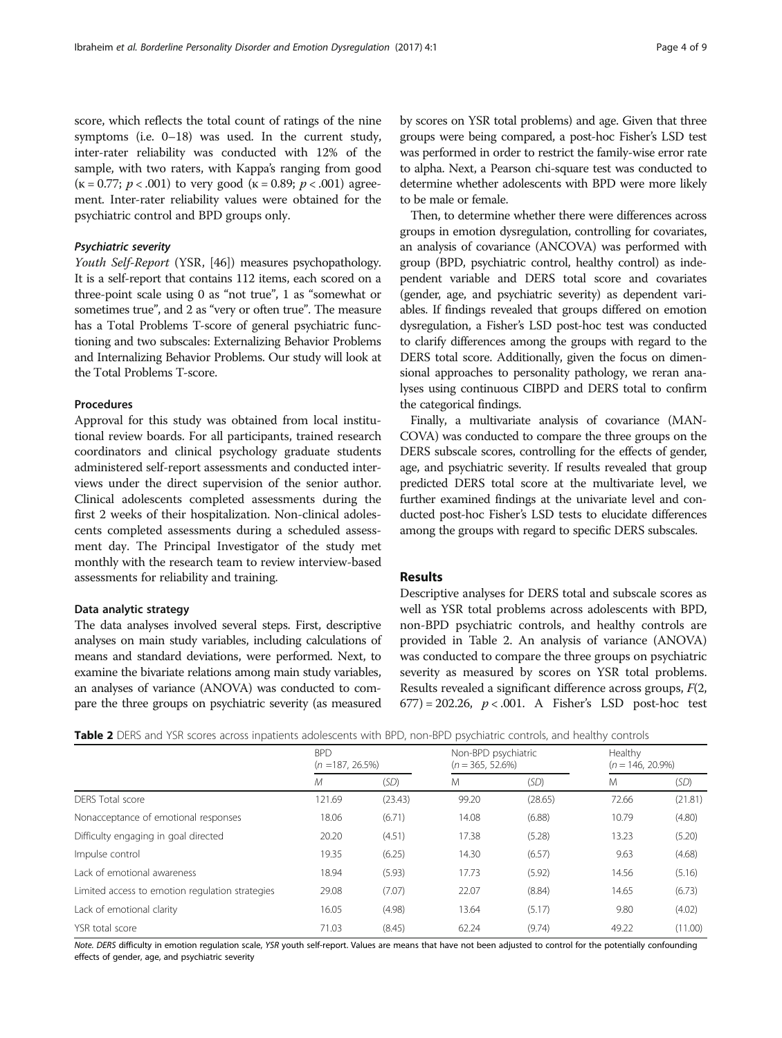score, which reflects the total count of ratings of the nine symptoms (i.e. 0–18) was used. In the current study, inter-rater reliability was conducted with 12% of the sample, with two raters, with Kappa's ranging from good ($\kappa = 0.77$; $p < .001$) to very good ($\kappa = 0.89$; $p < .001$) agreement. Inter-rater reliability values were obtained for the psychiatric control and BPD groups only.

#### *Psychiatric severity*

*Youth Self-Report* (YSR, [46]) measures psychopathology. It is a self-report that contains 112 items, each scored on a three-point scale using 0 as "not true", 1 as "somewhat or sometimes true", and 2 as "very or often true". The measure has a Total Problems T-score of general psychiatric functioning and two subscales: Externalizing Behavior Problems and Internalizing Behavior Problems. Our study will look at the Total Problems T-score.

### Procedures

Approval for this study was obtained from local institutional review boards. For all participants, trained research coordinators and clinical psychology graduate students administered self-report assessments and conducted interviews under the direct supervision of the senior author. Clinical adolescents completed assessments during the first 2 weeks of their hospitalization. Non-clinical adolescents completed assessments during a scheduled assessment day. The Principal Investigator of the study met monthly with the research team to review interview-based assessments for reliability and training.

### Data analytic strategy

The data analyses involved several steps. First, descriptive analyses on main study variables, including calculations of means and standard deviations, were performed. Next, to examine the bivariate relations among main study variables, an analyses of variance (ANOVA) was conducted to compare the three groups on psychiatric severity (as measured by scores on YSR total problems) and age. Given that three groups were being compared, a post-hoc Fisher's LSD test was performed in order to restrict the family-wise error rate to alpha. Next, a Pearson chi-square test was conducted to determine whether adolescents with BPD were more likely to be male or female.

Then, to determine whether there were differences across groups in emotion dysregulation, controlling for covariates, an analysis of covariance (ANCOVA) was performed with group (BPD, psychiatric control, healthy control) as independent variable and DERS total score and covariates (gender, age, and psychiatric severity) as dependent variables. If findings revealed that groups differed on emotion dysregulation, a Fisher's LSD post-hoc test was conducted to clarify differences among the groups with regard to the DERS total score. Additionally, given the focus on dimensional approaches to personality pathology, we reran analyses using continuous CIBPD and DERS total to confirm the categorical findings.

Finally, a multivariate analysis of covariance (MANCOVA) was conducted to compare the three groups on the DERS subscale scores, controlling for the effects of gender, age, and psychiatric severity. If results revealed that group predicted DERS total score at the multivariate level, we further examined findings at the univariate level and conducted post-hoc Fisher's LSD tests to elucidate differences among the groups with regard to specific DERS subscales.

## Results

Descriptive analyses for DERS total and subscale scores as well as YSR total problems across adolescents with BPD, non-BPD psychiatric controls, and healthy controls are provided in Table 2. An analysis of variance (ANOVA) was conducted to compare the three groups on psychiatric severity as measured by scores on YSR total problems. Results revealed a significant difference across groups, $F(2, 677) = 202.26$, $p < .001$. A Fisher's LSD post-hoc test

**Table 2** DERS and YSR scores across inpatients adolescents with BPD, non-BPD psychiatric controls, and healthy controls

| | BPD ($n$ =187, 26.5%) | | Non-BPD psychiatric ($n$ = 365, 52.6%) | | Healthy ($n$ = 146, 20.9%) | |
|---|---|---|---|---|---|---|
| | *M* | (*SD*) | M | (*SD*) | M | (*SD*) |
| DERS Total score | 121.69 | (23.43) | 99.20 | (28.65) | 72.66 | (21.81) |
| Nonacceptance of emotional responses | 18.06 | (6.71) | 14.08 | (6.88) | 10.79 | (4.80) |
| Difficulty engaging in goal directed | 20.20 | (4.51) | 17.38 | (5.28) | 13.23 | (5.20) |
| Impulse control | 19.35 | (6.25) | 14.30 | (6.57) | 9.63 | (4.68) |
| Lack of emotional awareness | 18.94 | (5.93) | 17.73 | (5.92) | 14.56 | (5.16) |
| Limited access to emotion regulation strategies | 29.08 | (7.07) | 22.07 | (8.84) | 14.65 | (6.73) |
| Lack of emotional clarity | 16.05 | (4.98) | 13.64 | (5.17) | 9.80 | (4.02) |
| YSR total score | 71.03 | (8.45) | 62.24 | (9.74) | 49.22 | (11.00) |

*Note. DERS* difficulty in emotion regulation scale, *YSR* youth self-report. Values are means that have not been adjusted to control for the potentially confounding effects of gender, age, and psychiatric severity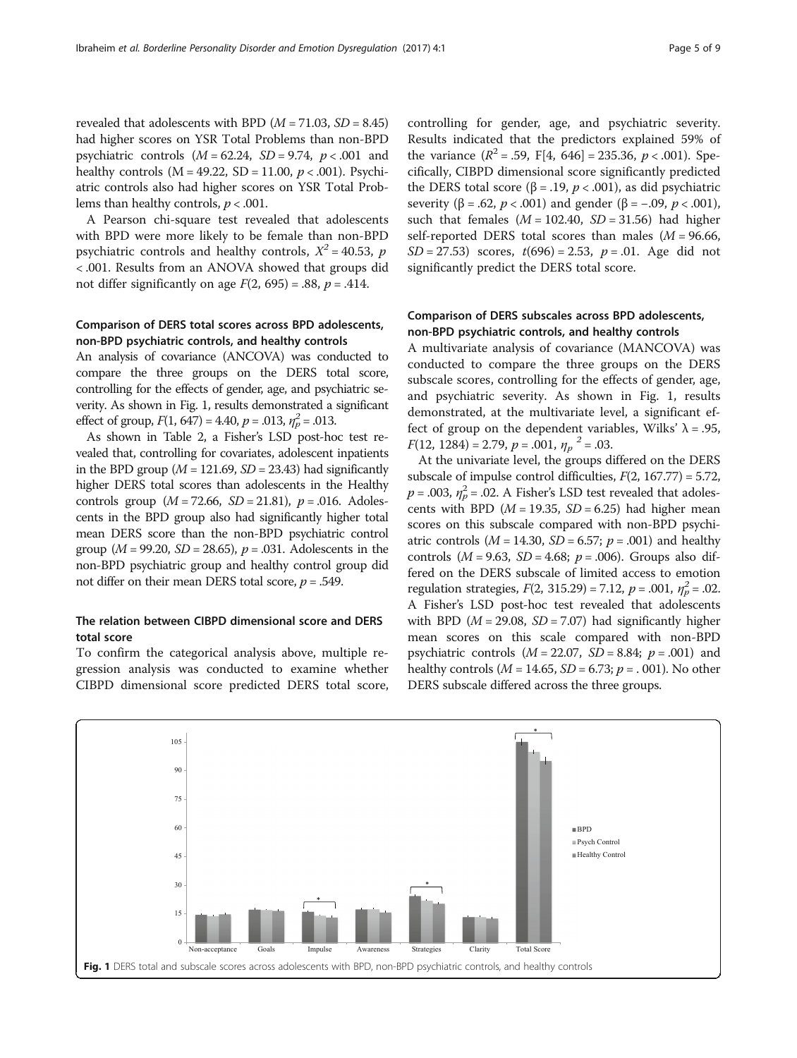revealed that adolescents with BPD ($M = 71.03$, $SD = 8.45$) had higher scores on YSR Total Problems than non-BPD psychiatric controls ($M = 62.24$, $SD = 9.74$, $p < .001$ and healthy controls ($M = 49.22$, $SD = 11.00$, $p < .001$). Psychiatric controls also had higher scores on YSR Total Problems than healthy controls, $p < .001$.

A Pearson chi-square test revealed that adolescents with BPD were more likely to be female than non-BPD psychiatric controls and healthy controls, $X^2 = 40.53$, $p < .001$. Results from an ANOVA showed that groups did not differ significantly on age $F(2, 695) = .88$, $p = .414$.

### Comparison of DERS total scores across BPD adolescents, non-BPD psychiatric controls, and healthy controls

An analysis of covariance (ANCOVA) was conducted to compare the three groups on the DERS total score, controlling for the effects of gender, age, and psychiatric severity. As shown in Fig. 1, results demonstrated a significant effect of group, $F(1, 647) = 4.40$, $p = .013$, $\eta_p^2 = .013$.

As shown in Table 2, a Fisher's LSD post-hoc test revealed that, controlling for covariates, adolescent inpatients in the BPD group ($M = 121.69$, $SD = 23.43$) had significantly higher DERS total scores than adolescents in the Healthy controls group ($M = 72.66$, $SD = 21.81$), $p = .016$. Adolescents in the BPD group also had significantly higher total mean DERS score than the non-BPD psychiatric control group ($M = 99.20$, $SD = 28.65$), $p = .031$. Adolescents in the non-BPD psychiatric group and healthy control group did not differ on their mean DERS total score, $p = .549$.

### The relation between CIBPD dimensional score and DERS total score

To confirm the categorical analysis above, multiple regression analysis was conducted to examine whether CIBPD dimensional score predicted DERS total score, controlling for gender, age, and psychiatric severity. Results indicated that the predictors explained 59% of the variance ($R^2 = .59$, F[4, 646] = 235.36, $p < .001$). Specifically, CIBPD dimensional score significantly predicted the DERS total score ($\beta = .19$, $p < .001$), as did psychiatric severity ($\beta = .62$, $p < .001$) and gender ($\beta = -.09$, $p < .001$), such that females ($M = 102.40$, $SD = 31.56$) had higher self-reported DERS total scores than males ($M = 96.66$, $SD = 27.53$) scores, $t(696) = 2.53$, $p = .01$. Age did not significantly predict the DERS total score.

### Comparison of DERS subscales across BPD adolescents, non-BPD psychiatric controls, and healthy controls

A multivariate analysis of covariance (MANCOVA) was conducted to compare the three groups on the DERS subscale scores, controlling for the effects of gender, age, and psychiatric severity. As shown in Fig. 1, results demonstrated, at the multivariate level, a significant effect of group on the dependent variables, Wilks' $\lambda = .95$, $F(12, 1284) = 2.79$, $p = .001$, $\eta_p{}^2 = .03$.

At the univariate level, the groups differed on the DERS subscale of impulse control difficulties, $F(2, 167.77) = 5.72$, $p = .003$, $\eta_p^2 = .02$. A Fisher's LSD test revealed that adolescents with BPD ($M = 19.35$, $SD = 6.25$) had higher mean scores on this subscale compared with non-BPD psychiatric controls ($M = 14.30$, $SD = 6.57$; $p = .001$) and healthy controls ($M = 9.63$, $SD = 4.68$; $p = .006$). Groups also differed on the DERS subscale of limited access to emotion regulation strategies, $F(2, 315.29) = 7.12$, $p = .001$, $\eta_p^2 = .02$. A Fisher's LSD post-hoc test revealed that adolescents with BPD ($M = 29.08$, $SD = 7.07$) had significantly higher mean scores on this scale compared with non-BPD psychiatric controls ($M = 22.07$, $SD = 8.84$; $p = .001$) and healthy controls ($M = 14.65$, $SD = 6.73$; $p = .001$). No other DERS subscale differed across the three groups.

**Fig. 1** DERS total and subscale scores across adolescents with BPD, non-BPD psychiatric controls, and healthy controls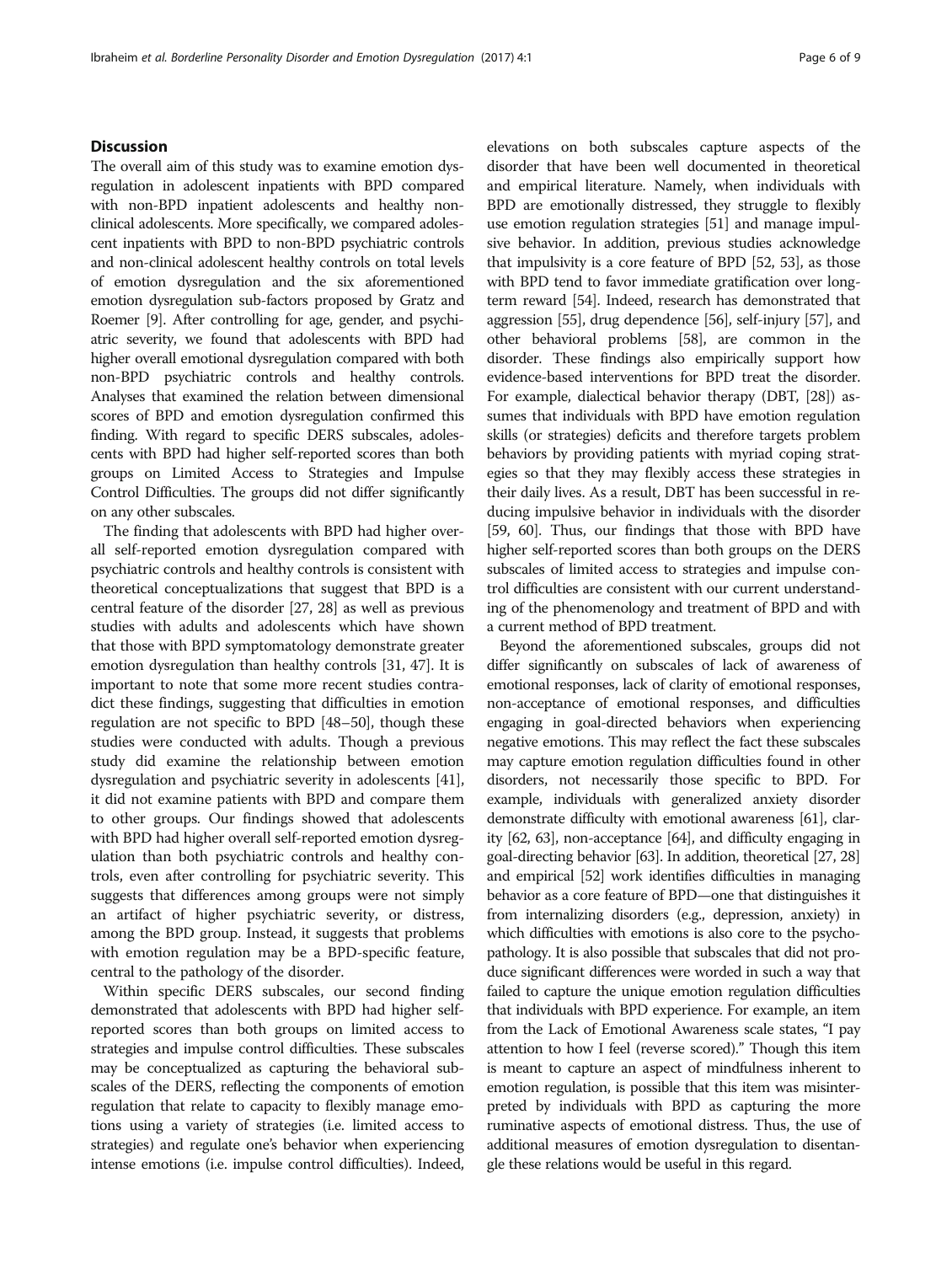## Discussion

The overall aim of this study was to examine emotion dysregulation in adolescent inpatients with BPD compared with non-BPD inpatient adolescents and healthy non-clinical adolescents. More specifically, we compared adolescent inpatients with BPD to non-BPD psychiatric controls and non-clinical adolescent healthy controls on total levels of emotion dysregulation and the six aforementioned emotion dysregulation sub-factors proposed by Gratz and Roemer [9]. After controlling for age, gender, and psychiatric severity, we found that adolescents with BPD had higher overall emotional dysregulation compared with both non-BPD psychiatric controls and healthy controls. Analyses that examined the relation between dimensional scores of BPD and emotion dysregulation confirmed this finding. With regard to specific DERS subscales, adolescents with BPD had higher self-reported scores than both groups on Limited Access to Strategies and Impulse Control Difficulties. The groups did not differ significantly on any other subscales.

The finding that adolescents with BPD had higher overall self-reported emotion dysregulation compared with psychiatric controls and healthy controls is consistent with theoretical conceptualizations that suggest that BPD is a central feature of the disorder [27, 28] as well as previous studies with adults and adolescents which have shown that those with BPD symptomatology demonstrate greater emotion dysregulation than healthy controls [31, 47]. It is important to note that some more recent studies contradict these findings, suggesting that difficulties in emotion regulation are not specific to BPD [48–50], though these studies were conducted with adults. Though a previous study did examine the relationship between emotion dysregulation and psychiatric severity in adolescents [41], it did not examine patients with BPD and compare them to other groups. Our findings showed that adolescents with BPD had higher overall self-reported emotion dysregulation than both psychiatric controls and healthy controls, even after controlling for psychiatric severity. This suggests that differences among groups were not simply an artifact of higher psychiatric severity, or distress, among the BPD group. Instead, it suggests that problems with emotion regulation may be a BPD-specific feature, central to the pathology of the disorder.

Within specific DERS subscales, our second finding demonstrated that adolescents with BPD had higher self-reported scores than both groups on limited access to strategies and impulse control difficulties. These subscales may be conceptualized as capturing the behavioral subscales of the DERS, reflecting the components of emotion regulation that relate to capacity to flexibly manage emotions using a variety of strategies (i.e. limited access to strategies) and regulate one's behavior when experiencing intense emotions (i.e. impulse control difficulties). Indeed, elevations on both subscales capture aspects of the disorder that have been well documented in theoretical and empirical literature. Namely, when individuals with BPD are emotionally distressed, they struggle to flexibly use emotion regulation strategies [51] and manage impulsive behavior. In addition, previous studies acknowledge that impulsivity is a core feature of BPD [52, 53], as those with BPD tend to favor immediate gratification over long-term reward [54]. Indeed, research has demonstrated that aggression [55], drug dependence [56], self-injury [57], and other behavioral problems [58], are common in the disorder. These findings also empirically support how evidence-based interventions for BPD treat the disorder. For example, dialectical behavior therapy (DBT, [28]) assumes that individuals with BPD have emotion regulation skills (or strategies) deficits and therefore targets problem behaviors by providing patients with myriad coping strategies so that they may flexibly access these strategies in their daily lives. As a result, DBT has been successful in reducing impulsive behavior in individuals with the disorder [59, 60]. Thus, our findings that those with BPD have higher self-reported scores than both groups on the DERS subscales of limited access to strategies and impulse control difficulties are consistent with our current understanding of the phenomenology and treatment of BPD and with a current method of BPD treatment.

Beyond the aforementioned subscales, groups did not differ significantly on subscales of lack of awareness of emotional responses, lack of clarity of emotional responses, non-acceptance of emotional responses, and difficulties engaging in goal-directed behaviors when experiencing negative emotions. This may reflect the fact these subscales may capture emotion regulation difficulties found in other disorders, not necessarily those specific to BPD. For example, individuals with generalized anxiety disorder demonstrate difficulty with emotional awareness [61], clarity [62, 63], non-acceptance [64], and difficulty engaging in goal-directing behavior [63]. In addition, theoretical [27, 28] and empirical [52] work identifies difficulties in managing behavior as a core feature of BPD—one that distinguishes it from internalizing disorders (e.g., depression, anxiety) in which difficulties with emotions is also core to the psychopathology. It is also possible that subscales that did not produce significant differences were worded in such a way that failed to capture the unique emotion regulation difficulties that individuals with BPD experience. For example, an item from the Lack of Emotional Awareness scale states, "I pay attention to how I feel (reverse scored)." Though this item is meant to capture an aspect of mindfulness inherent to emotion regulation, is possible that this item was misinterpreted by individuals with BPD as capturing the more ruminative aspects of emotional distress. Thus, the use of additional measures of emotion dysregulation to disentangle these relations would be useful in this regard.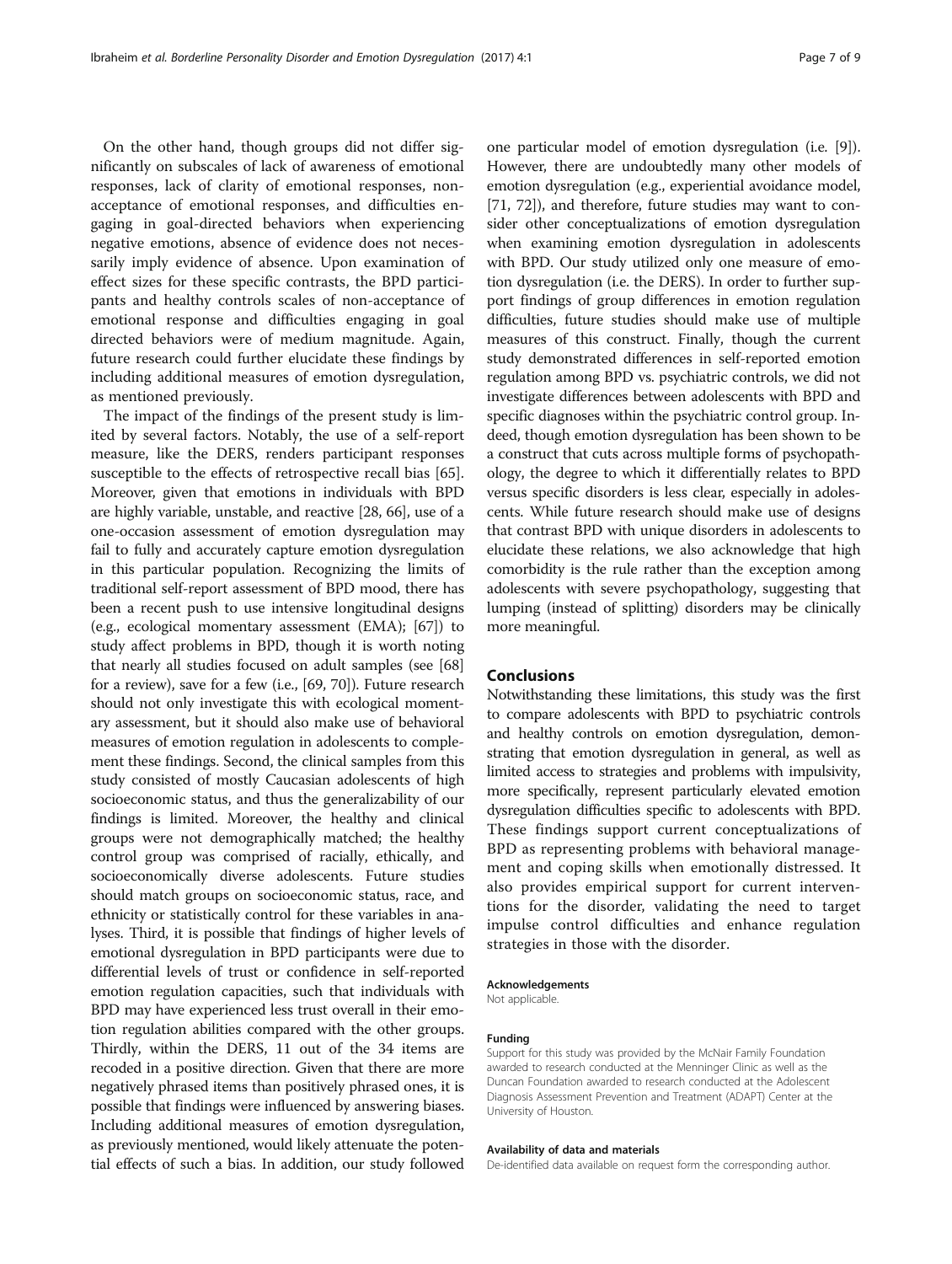On the other hand, though groups did not differ significantly on subscales of lack of awareness of emotional responses, lack of clarity of emotional responses, non-acceptance of emotional responses, and difficulties engaging in goal-directed behaviors when experiencing negative emotions, absence of evidence does not necessarily imply evidence of absence. Upon examination of effect sizes for these specific contrasts, the BPD participants and healthy controls scales of non-acceptance of emotional response and difficulties engaging in goal directed behaviors were of medium magnitude. Again, future research could further elucidate these findings by including additional measures of emotion dysregulation, as mentioned previously.

The impact of the findings of the present study is limited by several factors. Notably, the use of a self-report measure, like the DERS, renders participant responses susceptible to the effects of retrospective recall bias [65]. Moreover, given that emotions in individuals with BPD are highly variable, unstable, and reactive [28, 66], use of a one-occasion assessment of emotion dysregulation may fail to fully and accurately capture emotion dysregulation in this particular population. Recognizing the limits of traditional self-report assessment of BPD mood, there has been a recent push to use intensive longitudinal designs (e.g., ecological momentary assessment (EMA); [67]) to study affect problems in BPD, though it is worth noting that nearly all studies focused on adult samples (see [68] for a review), save for a few (i.e., [69, 70]). Future research should not only investigate this with ecological momentary assessment, but it should also make use of behavioral measures of emotion regulation in adolescents to complement these findings. Second, the clinical samples from this study consisted of mostly Caucasian adolescents of high socioeconomic status, and thus the generalizability of our findings is limited. Moreover, the healthy and clinical groups were not demographically matched; the healthy control group was comprised of racially, ethically, and socioeconomically diverse adolescents. Future studies should match groups on socioeconomic status, race, and ethnicity or statistically control for these variables in analyses. Third, it is possible that findings of higher levels of emotional dysregulation in BPD participants were due to differential levels of trust or confidence in self-reported emotion regulation capacities, such that individuals with BPD may have experienced less trust overall in their emotion regulation abilities compared with the other groups. Thirdly, within the DERS, 11 out of the 34 items are recoded in a positive direction. Given that there are more negatively phrased items than positively phrased ones, it is possible that findings were influenced by answering biases. Including additional measures of emotion dysregulation, as previously mentioned, would likely attenuate the potential effects of such a bias. In addition, our study followed one particular model of emotion dysregulation (i.e. [9]). However, there are undoubtedly many other models of emotion dysregulation (e.g., experiential avoidance model, [71, 72]), and therefore, future studies may want to consider other conceptualizations of emotion dysregulation when examining emotion dysregulation in adolescents with BPD. Our study utilized only one measure of emotion dysregulation (i.e. the DERS). In order to further support findings of group differences in emotion regulation difficulties, future studies should make use of multiple measures of this construct. Finally, though the current study demonstrated differences in self-reported emotion regulation among BPD vs. psychiatric controls, we did not investigate differences between adolescents with BPD and specific diagnoses within the psychiatric control group. Indeed, though emotion dysregulation has been shown to be a construct that cuts across multiple forms of psychopathology, the degree to which it differentially relates to BPD versus specific disorders is less clear, especially in adolescents. While future research should make use of designs that contrast BPD with unique disorders in adolescents to elucidate these relations, we also acknowledge that high comorbidity is the rule rather than the exception among adolescents with severe psychopathology, suggesting that lumping (instead of splitting) disorders may be clinically more meaningful.

## Conclusions

Notwithstanding these limitations, this study was the first to compare adolescents with BPD to psychiatric controls and healthy controls on emotion dysregulation, demonstrating that emotion dysregulation in general, as well as limited access to strategies and problems with impulsivity, more specifically, represent particularly elevated emotion dysregulation difficulties specific to adolescents with BPD. These findings support current conceptualizations of BPD as representing problems with behavioral management and coping skills when emotionally distressed. It also provides empirical support for current interventions for the disorder, validating the need to target impulse control difficulties and enhance regulation strategies in those with the disorder.

#### Acknowledgements

Not applicable.

#### Funding

Support for this study was provided by the McNair Family Foundation awarded to research conducted at the Menninger Clinic as well as the Duncan Foundation awarded to research conducted at the Adolescent Diagnosis Assessment Prevention and Treatment (ADAPT) Center at the University of Houston.

#### Availability of data and materials

De-identified data available on request form the corresponding author.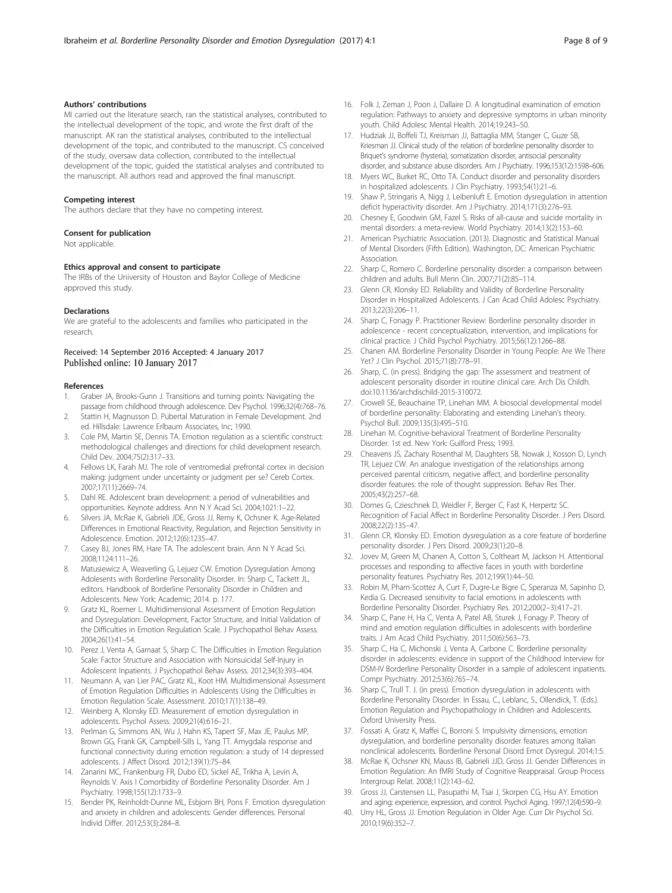#### Authors' contributions

MI carried out the literature search, ran the statistical analyses, contributed to the intellectual development of the topic, and wrote the first draft of the manuscript. AK ran the statistical analyses, contributed to the intellectual development of the topic, and contributed to the manuscript. CS conceived of the study, oversaw data collection, contributed to the intellectual development of the topic, guided the statistical analyses and contributed to the manuscript. All authors read and approved the final manuscript.

#### Competing interest

The authors declare that they have no competing interest.

#### Consent for publication

Not applicable.

#### Ethics approval and consent to participate

The IRBs of the University of Houston and Baylor College of Medicine approved this study.

#### Declarations

We are grateful to the adolescents and families who participated in the research.

Received: 14 September 2016 Accepted: 4 January 2017
Published online: 10 January 2017

#### References

1. Graber JA, Brooks-Gunn J. Transitions and turning points: Navigating the passage from childhood through adolescence. Dev Psychol. 1996;32(4):768–76.
2. Stattin H, Magnusson D. Pubertal Maturation in Female Development. 2nd ed. Hillsdale: Lawrence Erlbaum Associates, Inc; 1990.
3. Cole PM, Martin SE, Dennis TA. Emotion regulation as a scientific construct: methodological challenges and directions for child development research. Child Dev. 2004;75(2):317–33.
4. Fellows LK, Farah MJ. The role of ventromedial prefrontal cortex in decision making: judgment under uncertainty or judgment per se? Cereb Cortex. 2007;17(11):2669–74.
5. Dahl RE. Adolescent brain development: a period of vulnerabilities and opportunities. Keynote address. Ann N Y Acad Sci. 2004;1021:1–22.
6. Silvers JA, McRae K, Gabrieli JDE, Gross JJ, Remy K, Ochsner K. Age-Related Differences in Emotional Reactivity, Regulation, and Rejection Sensitivity in Adolescence. Emotion. 2012;12(6):1235–47.
7. Casey BJ, Jones RM, Hare TA. The adolescent brain. Ann N Y Acad Sci. 2008;1124:111–26.
8. Matusiewicz A, Weaverling G, Lejuez CW. Emotion Dysregulation Among Adolesents with Borderline Personality Disorder. In: Sharp C, Tackett JL, editors. Handbook of Borderline Personality Disorder in Children and Adolescents. New York: Academic; 2014. p. 177.
9. Gratz KL, Roemer L. Multidimensional Assessment of Emotion Regulation and Dysregulation: Development, Factor Structure, and Initial Validation of the Difficulties in Emotion Regulation Scale. J Psychopathol Behav Assess. 2004;26(1):41–54.
10. Perez J, Venta A, Garnaat S, Sharp C. The Difficulties in Emotion Regulation Scale: Factor Structure and Association with Nonsuicidal Self-Injury in Adolescent Inpatients. J Psychopathol Behav Assess. 2012;34(3):393–404.
11. Neumann A, van Lier PAC, Gratz KL, Koot HM. Multidimensional Assessment of Emotion Regulation Difficulties in Adolescents Using the Difficulties in Emotion Regulation Scale. Assessment. 2010;17(1):138–49.
12. Weinberg A, Klonsky ED. Measurement of emotion dysregulation in adolescents. Psychol Assess. 2009;21(4):616–21.
13. Perlman G, Simmons AN, Wu J, Hahn KS, Tapert SF, Max JE, Paulus MP, Brown GG, Frank GK, Campbell-Sills L, Yang TT. Amygdala response and functional connectivity during emotion regulation: a study of 14 depressed adolescents. J Affect Disord. 2012;139(1):75–84.
14. Zanarini MC, Frankenburg FR, Dubo ED, Sickel AE, Trikha A, Levin A, Reynolds V. Axis I Comorbidity of Borderline Personality Disorder. Am J Psychiatry. 1998;155(12):1733–9.
15. Bender PK, Reinholdt-Dunne ML, Esbjorn BH, Pons F. Emotion dysregulation and anxiety in children and adolescents: Gender differences. Personal Individ Differ. 2012;53(3):284–8.
16. Folk J, Zeman J, Poon J, Dallaire D. A longitudinal examination of emotion regulation: Pathways to anxiety and depressive symptoms in urban minority youth. Child Adolesc Mental Health. 2014;19:243–50.
17. Hudziak JJ, Boffeli TJ, Kreisman JJ, Battaglia MM, Stanger C, Guze SB, Kriesman JJ. Clinical study of the relation of borderline personality disorder to Briquet's syndrome (hysteria), somatization disorder, antisocial personality disorder, and substance abuse disorders. Am J Psychiatry. 1996;153(12):1598–606.
18. Myers WC, Burket RC, Otto TA. Conduct disorder and personality disorders in hospitalized adolescents. J Clin Psychiatry. 1993;54(1):21–6.
19. Shaw P, Stringaris A, Nigg J, Leibenluft E. Emotion dysregulation in attention deficit hyperactivity disorder. Am J Psychiatry. 2014;171(3):276–93.
20. Chesney E, Goodwin GM, Fazel S. Risks of all-cause and suicide mortality in mental disorders: a meta-review. World Psychiatry. 2014;13(2):153–60.
21. American Psychiatric Association. (2013). Diagnostic and Statistical Manual of Mental Disorders (Fifth Edition). Washington, DC: American Psychiatric Association.
22. Sharp C, Romero C. Borderline personality disorder: a comparison between children and adults. Bull Menn Clin. 2007;71(2):85–114.
23. Glenn CR, Klonsky ED. Reliability and Validity of Borderline Personality Disorder in Hospitalized Adolescents. J Can Acad Child Adolesc Psychiatry. 2013;22(3):206–11.
24. Sharp C, Fonagy P. Practitioner Review: Borderline personality disorder in adolescence - recent conceptualization, intervention, and implications for clinical practice. J Child Psychol Psychiatry. 2015;56(12):1266–88.
25. Chanen AM. Borderline Personality Disorder in Young People: Are We There Yet? J Clin Psychol. 2015;71(8):778–91.
26. Sharp, C. (in press). Bridging the gap: The assessment and treatment of adolescent personality disorder in routine clinical care. Arch Dis Childh. doi:10.1136/archdischild-2015-310072.
27. Crowell SE, Beauchaine TP, Linehan MM. A biosocial developmental model of borderline personality: Elaborating and extending Linehan's theory. Psychol Bull. 2009;135(3):495–510.
28. Linehan M. Cognitive-behavioral Treatment of Borderline Personality Disorder. 1st ed. New York: Guilford Press; 1993.
29. Cheavens JS, Zachary Rosenthal M, Daughters SB, Nowak J, Kosson D, Lynch TR, Lejuez CW. An analogue investigation of the relationships among perceived parental criticism, negative affect, and borderline personality disorder features: the role of thought suppression. Behav Res Ther. 2005;43(2):257–68.
30. Domes G, Czieschnek D, Weidler F, Berger C, Fast K, Herpertz SC. Recognition of Facial Affect in Borderline Personality Disorder. J Pers Disord. 2008;22(2):135–47.
31. Glenn CR, Klonsky ED. Emotion dysregulation as a core feature of borderline personality disorder. J Pers Disord. 2009;23(1):20–8.
32. Jovev M, Green M, Chanen A, Cotton S, Coltheart M, Jackson H. Attentional processes and responding to affective faces in youth with borderline personality features. Psychiatry Res. 2012;199(1):44–50.
33. Robin M, Pham-Scottez A, Curt F, Dugre-Le Bigre C, Speranza M, Sapinho D, Kedia G. Decreased sensitivity to facial emotions in adolescents with Borderline Personality Disorder. Psychiatry Res. 2012;200(2–3):417–21.
34. Sharp C, Pane H, Ha C, Venta A, Patel AB, Sturek J, Fonagy P. Theory of mind and emotion regulation difficulties in adolescents with borderline traits. J Am Acad Child Psychiatry. 2011;50(6):563–73.
35. Sharp C, Ha C, Michonski J, Venta A, Carbone C. Borderline personality disorder in adolescents: evidence in support of the Childhood Interview for DSM-IV Borderline Personality Disorder in a sample of adolescent inpatients. Compr Psychiatry. 2012;53(6):765–74.
36. Sharp C, Trull T. J. (in press). Emotion dysregulation in adolescents with Borderline Personality Disorder. In Essau, C., Leblanc, S., Ollendick, T. (Eds.). Emotion Regulation and Psychopathology in Children and Adolescents. Oxford University Press.
37. Fossati A, Gratz K, Maffei C, Borroni S. Impulsivity dimensions, emotion dysregulation, and borderline personality disorder features among Italian nonclinical adolescents. Borderline Personal Disord Emot Dysregul. 2014;1:5.
38. McRae K, Ochsner KN, Mauss IB, Gabrieli JJD, Gross JJ. Gender Differences in Emotion Regulation: An fMRI Study of Cognitive Reappraisal. Group Process Intergroup Relat. 2008;11(2):143–62.
39. Gross JJ, Carstensen LL, Pasupathi M, Tsai J, Skorpen CG, Hsu AY. Emotion and aging: experience, expression, and control. Psychol Aging. 1997;12(4):590–9.
40. Urry HL, Gross JJ. Emotion Regulation in Older Age. Curr Dir Psychol Sci. 2010;19(6):352–7.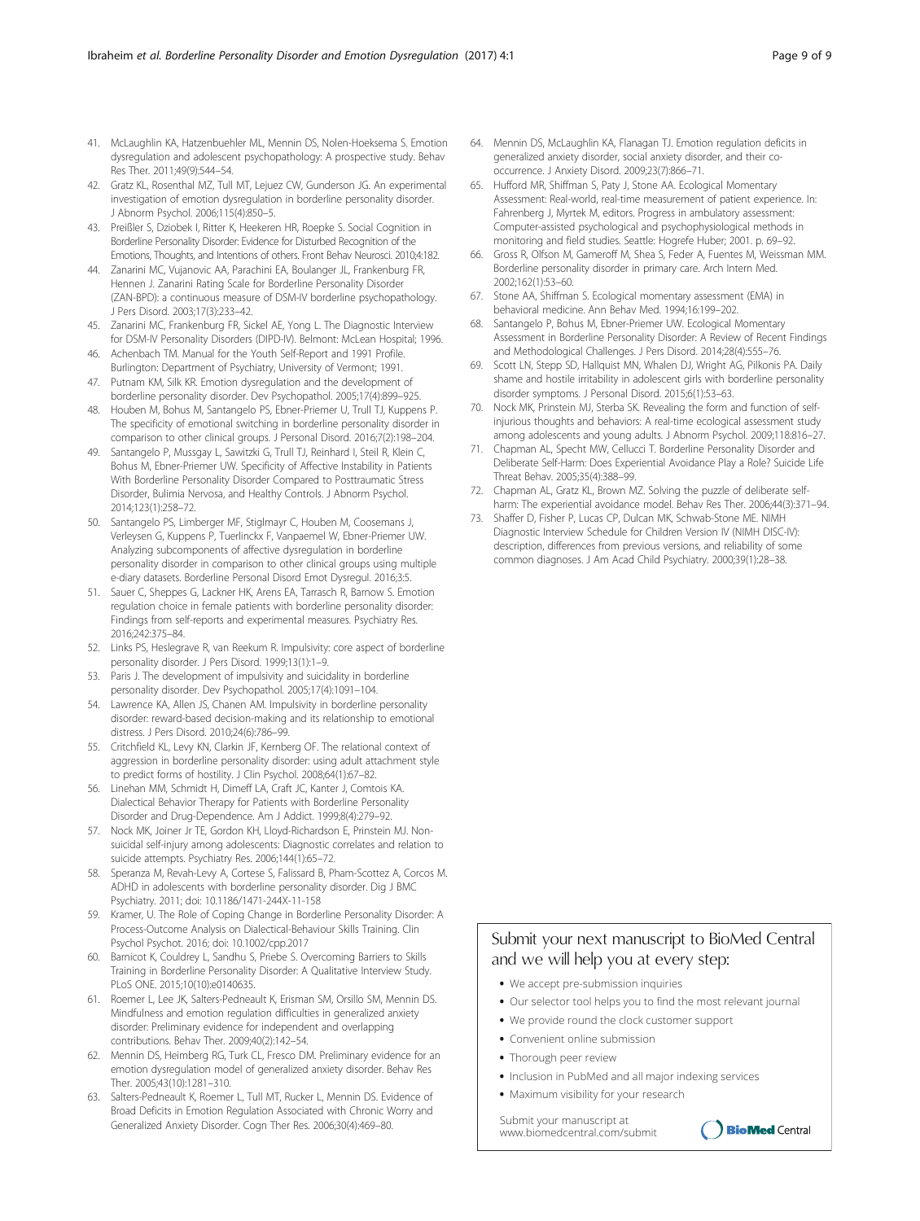41. McLaughlin KA, Hatzenbuehler ML, Mennin DS, Nolen-Hoeksema S. Emotion dysregulation and adolescent psychopathology: A prospective study. Behav Res Ther. 2011;49(9):544–54.
42. Gratz KL, Rosenthal MZ, Tull MT, Lejuez CW, Gunderson JG. An experimental investigation of emotion dysregulation in borderline personality disorder. J Abnorm Psychol. 2006;115(4):850–5.
43. Preißler S, Dziobek I, Ritter K, Heekeren HR, Roepke S. Social Cognition in Borderline Personality Disorder: Evidence for Disturbed Recognition of the Emotions, Thoughts, and Intentions of others. Front Behav Neurosci. 2010;4:182.
44. Zanarini MC, Vujanovic AA, Parachini EA, Boulanger JL, Frankenburg FR, Hennen J. Zanarini Rating Scale for Borderline Personality Disorder (ZAN-BPD): a continuous measure of DSM-IV borderline psychopathology. J Pers Disord. 2003;17(3):233–42.
45. Zanarini MC, Frankenburg FR, Sickel AE, Yong L. The Diagnostic Interview for DSM-IV Personality Disorders (DIPD-IV). Belmont: McLean Hospital; 1996.
46. Achenbach TM. Manual for the Youth Self-Report and 1991 Profile. Burlington: Department of Psychiatry, University of Vermont; 1991.
47. Putnam KM, Silk KR. Emotion dysregulation and the development of borderline personality disorder. Dev Psychopathol. 2005;17(4):899–925.
48. Houben M, Bohus M, Santangelo PS, Ebner-Priemer U, Trull TJ, Kuppens P. The specificity of emotional switching in borderline personality disorder in comparison to other clinical groups. J Personal Disord. 2016;7(2):198–204.
49. Santangelo P, Mussgay L, Sawitzki G, Trull TJ, Reinhard I, Steil R, Klein C, Bohus M, Ebner-Priemer UW. Specificity of Affective Instability in Patients With Borderline Personality Disorder Compared to Posttraumatic Stress Disorder, Bulimia Nervosa, and Healthy Controls. J Abnorm Psychol. 2014;123(1):258–72.
50. Santangelo PS, Limberger MF, Stiglmayr C, Houben M, Coosemans J, Verleysen G, Kuppens P, Tuerlinckx F, Vanpaemel W, Ebner-Priemer UW. Analyzing subcomponents of affective dysregulation in borderline personality disorder in comparison to other clinical groups using multiple e-diary datasets. Borderline Personal Disord Emot Dysregul. 2016;3:5.
51. Sauer C, Sheppes G, Lackner HK, Arens EA, Tarrasch R, Barnow S. Emotion regulation choice in female patients with borderline personality disorder: Findings from self-reports and experimental measures. Psychiatry Res. 2016;242:375–84.
52. Links PS, Heslegrave R, van Reekum R. Impulsivity: core aspect of borderline personality disorder. J Pers Disord. 1999;13(1):1–9.
53. Paris J. The development of impulsivity and suicidality in borderline personality disorder. Dev Psychopathol. 2005;17(4):1091–104.
54. Lawrence KA, Allen JS, Chanen AM. Impulsivity in borderline personality disorder: reward-based decision-making and its relationship to emotional distress. J Pers Disord. 2010;24(6):786–99.
55. Critchfield KL, Levy KN, Clarkin JF, Kernberg OF. The relational context of aggression in borderline personality disorder: using adult attachment style to predict forms of hostility. J Clin Psychol. 2008;64(1):67–82.
56. Linehan MM, Schmidt H, Dimeff LA, Craft JC, Kanter J, Comtois KA. Dialectical Behavior Therapy for Patients with Borderline Personality Disorder and Drug-Dependence. Am J Addict. 1999;8(4):279–92.
57. Nock MK, Joiner Jr TE, Gordon KH, Lloyd-Richardson E, Prinstein MJ. Non-suicidal self-injury among adolescents: Diagnostic correlates and relation to suicide attempts. Psychiatry Res. 2006;144(1):65–72.
58. Speranza M, Revah-Levy A, Cortese S, Falissard B, Pham-Scottez A, Corcos M. ADHD in adolescents with borderline personality disorder. Dig J BMC Psychiatry. 2011; doi: 10.1186/1471-244X-11-158
59. Kramer, U. The Role of Coping Change in Borderline Personality Disorder: A Process-Outcome Analysis on Dialectical-Behaviour Skills Training. Clin Psychol Psychot. 2016; doi: 10.1002/cpp.2017
60. Barnicot K, Couldrey L, Sandhu S, Priebe S. Overcoming Barriers to Skills Training in Borderline Personality Disorder: A Qualitative Interview Study. PLoS ONE. 2015;10(10):e0140635.
61. Roemer L, Lee JK, Salters-Pedneault K, Erisman SM, Orsillo SM, Mennin DS. Mindfulness and emotion regulation difficulties in generalized anxiety disorder: Preliminary evidence for independent and overlapping contributions. Behav Ther. 2009;40(2):142–54.
62. Mennin DS, Heimberg RG, Turk CL, Fresco DM. Preliminary evidence for an emotion dysregulation model of generalized anxiety disorder. Behav Res Ther. 2005;43(10):1281–310.
63. Salters-Pedneault K, Roemer L, Tull MT, Rucker L, Mennin DS. Evidence of Broad Deficits in Emotion Regulation Associated with Chronic Worry and Generalized Anxiety Disorder. Cogn Ther Res. 2006;30(4):469–80.
64. Mennin DS, McLaughlin KA, Flanagan TJ. Emotion regulation deficits in generalized anxiety disorder, social anxiety disorder, and their co-occurrence. J Anxiety Disord. 2009;23(7):866–71.
65. Hufford MR, Shiffman S, Paty J, Stone AA. Ecological Momentary Assessment: Real-world, real-time measurement of patient experience. In: Fahrenberg J, Myrtek M, editors. Progress in ambulatory assessment: Computer-assisted psychological and psychophysiological methods in monitoring and field studies. Seattle: Hogrefe Huber; 2001. p. 69–92.
66. Gross R, Olfson M, Gameroff M, Shea S, Feder A, Fuentes M, Weissman MM. Borderline personality disorder in primary care. Arch Intern Med. 2002;162(1):53–60.
67. Stone AA, Shiffman S. Ecological momentary assessment (EMA) in behavioral medicine. Ann Behav Med. 1994;16:199–202.
68. Santangelo P, Bohus M, Ebner-Priemer UW. Ecological Momentary Assessment in Borderline Personality Disorder: A Review of Recent Findings and Methodological Challenges. J Pers Disord. 2014;28(4):555–76.
69. Scott LN, Stepp SD, Hallquist MN, Whalen DJ, Wright AG, Pilkonis PA. Daily shame and hostile irritability in adolescent girls with borderline personality disorder symptoms. J Personal Disord. 2015;6(1):53–63.
70. Nock MK, Prinstein MJ, Sterba SK. Revealing the form and function of self-injurious thoughts and behaviors: A real-time ecological assessment study among adolescents and young adults. J Abnorm Psychol. 2009;118:816–27.
71. Chapman AL, Specht MW, Cellucci T. Borderline Personality Disorder and Deliberate Self-Harm: Does Experiential Avoidance Play a Role? Suicide Life Threat Behav. 2005;35(4):388–99.
72. Chapman AL, Gratz KL, Brown MZ. Solving the puzzle of deliberate self-harm: The experiential avoidance model. Behav Res Ther. 2006;44(3):371–94.
73. Shaffer D, Fisher P, Lucas CP, Dulcan MK, Schwab-Stone ME. NIMH Diagnostic Interview Schedule for Children Version IV (NIMH DISC-IV): description, differences from previous versions, and reliability of some common diagnoses. J Am Acad Child Psychiatry. 2000;39(1):28–38.

Submit your next manuscript to BioMed Central and we will help you at every step:

- We accept pre-submission inquiries
- Our selector tool helps you to find the most relevant journal
- We provide round the clock customer support
- Convenient online submission
- Thorough peer review
- Inclusion in PubMed and all major indexing services
- Maximum visibility for your research

Submit your manuscript at www.biomedcentral.com/submit

BioMed Central